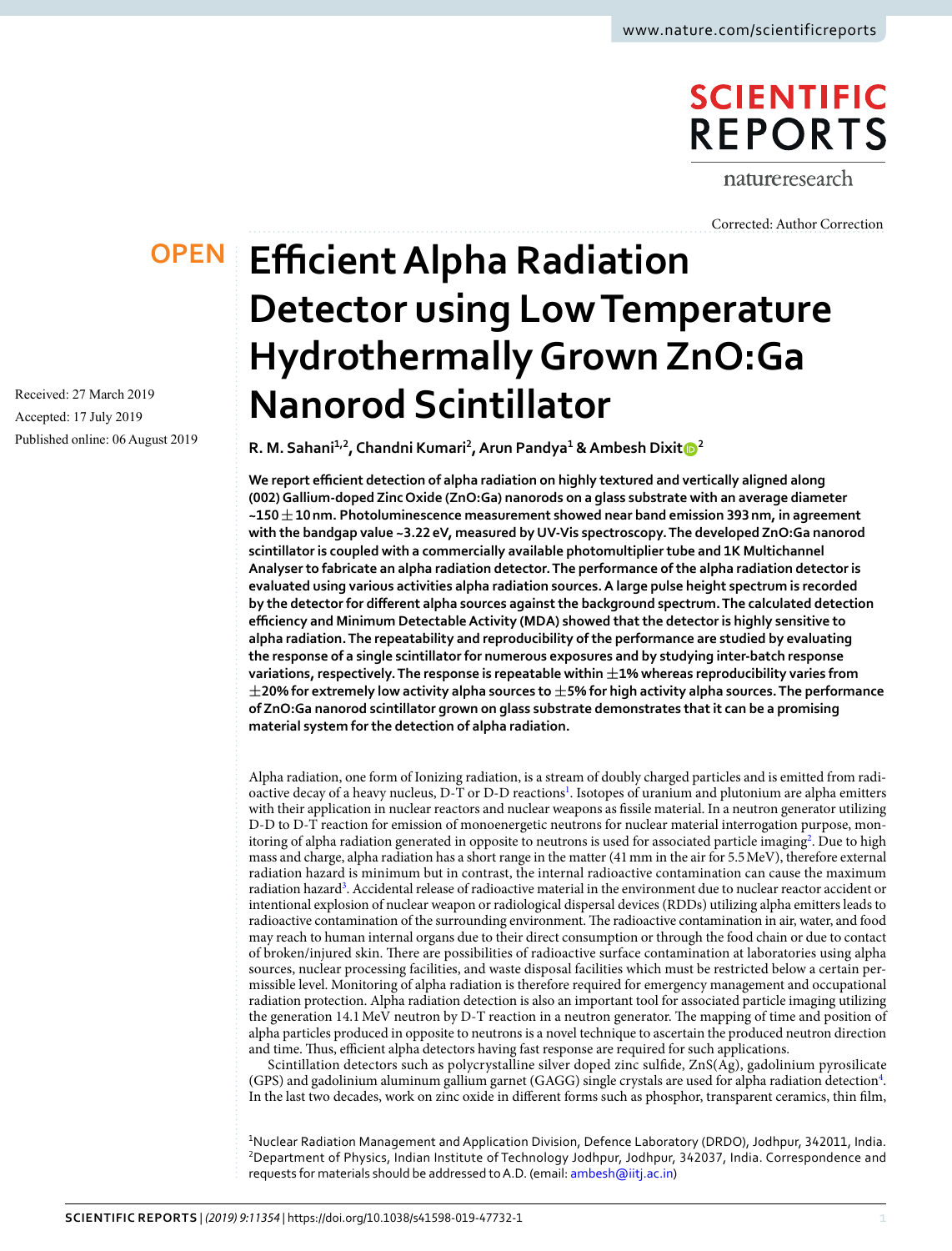Corrected: Author Correction

OPEN

# Efficient Alpha Radiation Detector using Low Temperature Hydrothermally Grown ZnO:Ga Nanorod Scintillator

Received: 27 March 2019

Accepted: 17 July 2019

Published online: 06 August 2019

**R. M. Sahani[1,2], Chandni Kumari[2], Arun Pandya[1] & Ambesh Dixit[2]**

**We report efficient detection of alpha radiation on highly textured and vertically aligned along (002) Gallium-doped Zinc Oxide (ZnO:Ga) nanorods on a glass substrate with an average diameter ~150 ± 10 nm. Photoluminescence measurement showed near band emission 393 nm, in agreement with the bandgap value ~3.22 eV, measured by UV-Vis spectroscopy. The developed ZnO:Ga nanorod scintillator is coupled with a commercially available photomultiplier tube and 1K Multichannel Analyser to fabricate an alpha radiation detector. The performance of the alpha radiation detector is evaluated using various activities alpha radiation sources. A large pulse height spectrum is recorded by the detector for different alpha sources against the background spectrum. The calculated detection efficiency and Minimum Detectable Activity (MDA) showed that the detector is highly sensitive to alpha radiation. The repeatability and reproducibility of the performance are studied by evaluating the response of a single scintillator for numerous exposures and by studying inter-batch response variations, respectively. The response is repeatable within ±1% whereas reproducibility varies from ±20% for extremely low activity alpha sources to ±5% for high activity alpha sources. The performance of ZnO:Ga nanorod scintillator grown on glass substrate demonstrates that it can be a promising material system for the detection of alpha radiation.**

Alpha radiation, one form of Ionizing radiation, is a stream of doubly charged particles and is emitted from radioactive decay of a heavy nucleus, D-T or D-D reactions[1]. Isotopes of uranium and plutonium are alpha emitters with their application in nuclear reactors and nuclear weapons as fissile material. In a neutron generator utilizing D-D to D-T reaction for emission of monoenergetic neutrons for nuclear material interrogation purpose, monitoring of alpha radiation generated in opposite to neutrons is used for associated particle imaging[2]. Due to high mass and charge, alpha radiation has a short range in the matter (41 mm in the air for 5.5 MeV), therefore external radiation hazard is minimum but in contrast, the internal radioactive contamination can cause the maximum radiation hazard[3]. Accidental release of radioactive material in the environment due to nuclear reactor accident or intentional explosion of nuclear weapon or radiological dispersal devices (RDDs) utilizing alpha emitters leads to radioactive contamination of the surrounding environment. The radioactive contamination in air, water, and food may reach to human internal organs due to their direct consumption or through the food chain or due to contact of broken/injured skin. There are possibilities of radioactive surface contamination at laboratories using alpha sources, nuclear processing facilities, and waste disposal facilities which must be restricted below a certain permissible level. Monitoring of alpha radiation is therefore required for emergency management and occupational radiation protection. Alpha radiation detection is also an important tool for associated particle imaging utilizing the generation 14.1 MeV neutron by D-T reaction in a neutron generator. The mapping of time and position of alpha particles produced in opposite to neutrons is a novel technique to ascertain the produced neutron direction and time. Thus, efficient alpha detectors having fast response are required for such applications.

Scintillation detectors such as polycrystalline silver doped zinc sulfide, ZnS(Ag), gadolinium pyrosilicate (GPS) and gadolinium aluminum gallium garnet (GAGG) single crystals are used for alpha radiation detection[4]. In the last two decades, work on zinc oxide in different forms such as phosphor, transparent ceramics, thin film,

[1]Nuclear Radiation Management and Application Division, Defence Laboratory (DRDO), Jodhpur, 342011, India. [2]Department of Physics, Indian Institute of Technology Jodhpur, Jodhpur, 342037, India. Correspondence and requests for materials should be addressed to A.D. (email: ambesh@iitj.ac.in)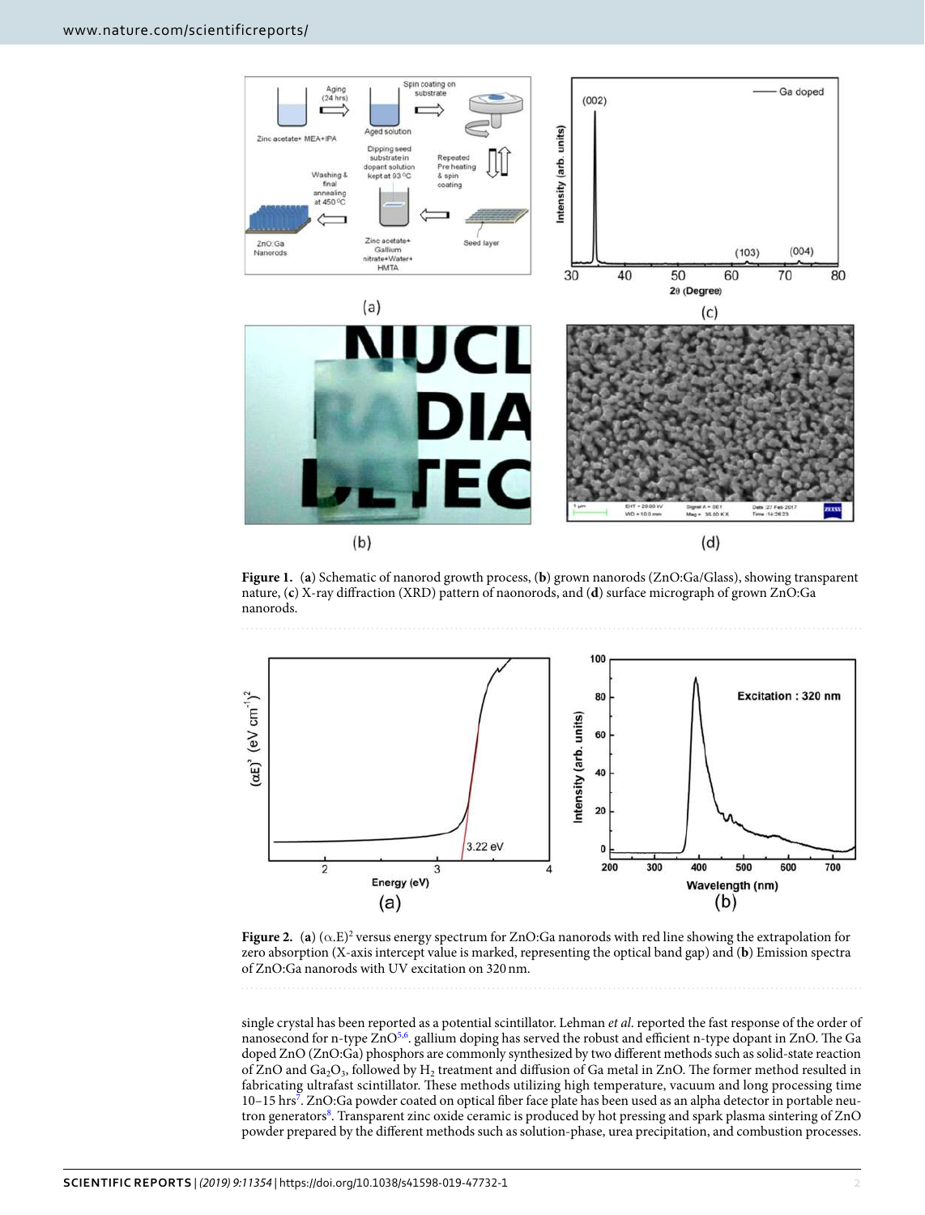**Figure 1.** (**a**) Schematic of nanorod growth process, (**b**) grown nanorods (ZnO:Ga/Glass), showing transparent nature, (**c**) X-ray diffraction (XRD) pattern of naonorods, and (**d**) surface micrograph of grown ZnO:Ga nanorods.

**Figure 2.** (**a**) $(\alpha.E)^2$ versus energy spectrum for ZnO:Ga nanorods with red line showing the extrapolation for zero absorption (X-axis intercept value is marked, representing the optical band gap) and (**b**) Emission spectra of ZnO:Ga nanorods with UV excitation on 320 nm.

single crystal has been reported as a potential scintillator. Lehman *et al*. reported the fast response of the order of nanosecond for n-type ZnO[5,6]. gallium doping has served the robust and efficient n-type dopant in ZnO. The Ga doped ZnO (ZnO:Ga) phosphors are commonly synthesized by two different methods such as solid-state reaction of ZnO and $Ga_2O_3$, followed by $H_2$ treatment and diffusion of Ga metal in ZnO. The former method resulted in fabricating ultrafast scintillator. These methods utilizing high temperature, vacuum and long processing time 10–15 hrs[7]. ZnO:Ga powder coated on optical fiber face plate has been used as an alpha detector in portable neutron generators[8]. Transparent zinc oxide ceramic is produced by hot pressing and spark plasma sintering of ZnO powder prepared by the different methods such as solution-phase, urea precipitation, and combustion processes.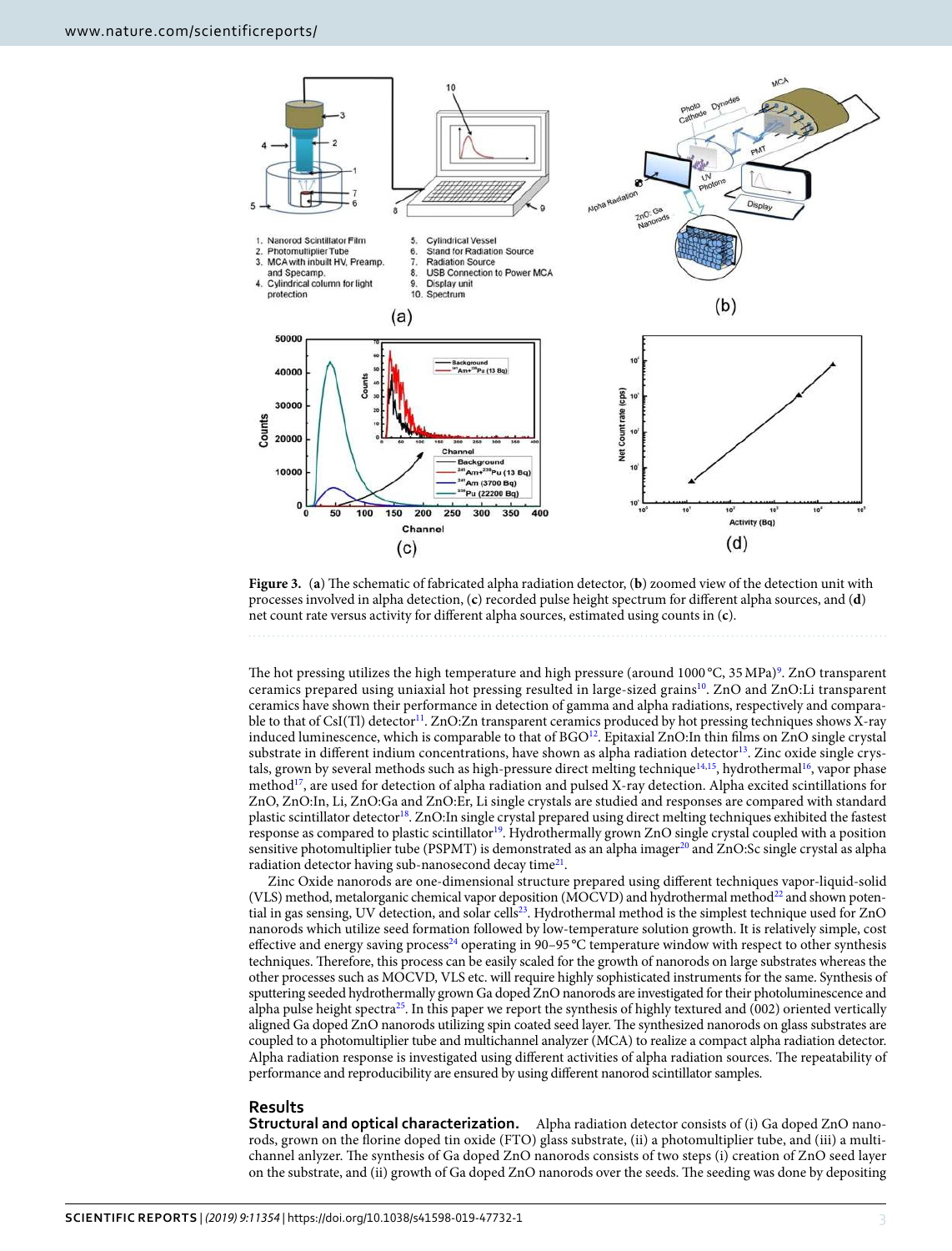**Figure 3.** (**a**) The schematic of fabricated alpha radiation detector, (**b**) zoomed view of the detection unit with processes involved in alpha detection, (**c**) recorded pulse height spectrum for different alpha sources, and (**d**) net count rate versus activity for different alpha sources, estimated using counts in (**c**).

The hot pressing utilizes the high temperature and high pressure (around 1000 °C, 35 MPa)[9]. ZnO transparent ceramics prepared using uniaxial hot pressing resulted in large-sized grains[10]. ZnO and ZnO:Li transparent ceramics have shown their performance in detection of gamma and alpha radiations, respectively and comparable to that of CsI(Tl) detector[11]. ZnO:Zn transparent ceramics produced by hot pressing techniques shows X-ray induced luminescence, which is comparable to that of BGO[12]. Epitaxial ZnO:In thin films on ZnO single crystal substrate in different indium concentrations, have shown as alpha radiation detector[13]. Zinc oxide single crystals, grown by several methods such as high-pressure direct melting technique[14,15], hydrothermal[16], vapor phase method[17], are used for detection of alpha radiation and pulsed X-ray detection. Alpha excited scintillations for ZnO, ZnO:In, Li, ZnO:Ga and ZnO:Er, Li single crystals are studied and responses are compared with standard plastic scintillator detector[18]. ZnO:In single crystal prepared using direct melting techniques exhibited the fastest response as compared to plastic scintillator[19]. Hydrothermally grown ZnO single crystal coupled with a position sensitive photomultiplier tube (PSPMT) is demonstrated as an alpha imager[20] and ZnO:Sc single crystal as alpha radiation detector having sub-nanosecond decay time[21].

Zinc Oxide nanorods are one-dimensional structure prepared using different techniques vapor-liquid-solid (VLS) method, metalorganic chemical vapor deposition (MOCVD) and hydrothermal method[22] and shown potential in gas sensing, UV detection, and solar cells[23]. Hydrothermal method is the simplest technique used for ZnO nanorods which utilize seed formation followed by low-temperature solution growth. It is relatively simple, cost effective and energy saving process[24] operating in 90–95 °C temperature window with respect to other synthesis techniques. Therefore, this process can be easily scaled for the growth of nanorods on large substrates whereas the other processes such as MOCVD, VLS etc. will require highly sophisticated instruments for the same. Synthesis of sputtering seeded hydrothermally grown Ga doped ZnO nanorods are investigated for their photoluminescence and alpha pulse height spectra[25]. In this paper we report the synthesis of highly textured and (002) oriented vertically aligned Ga doped ZnO nanorods utilizing spin coated seed layer. The synthesized nanorods on glass substrates are coupled to a photomultiplier tube and multichannel analyzer (MCA) to realize a compact alpha radiation detector. Alpha radiation response is investigated using different activities of alpha radiation sources. The repeatability of performance and reproducibility are ensured by using different nanorod scintillator samples.

## Results

### Structural and optical characterization.

Alpha radiation detector consists of (i) Ga doped ZnO nanorods, grown on the florine doped tin oxide (FTO) glass substrate, (ii) a photomultiplier tube, and (iii) a multichannel anlyzer. The synthesis of Ga doped ZnO nanorods consists of two steps (i) creation of ZnO seed layer on the substrate, and (ii) growth of Ga doped ZnO nanorods over the seeds. The seeding was done by depositing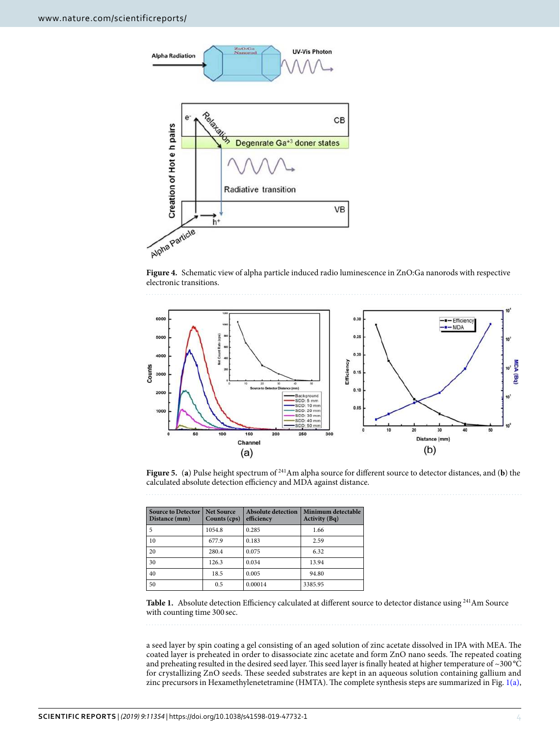**Figure 4.** Schematic view of alpha particle induced radio luminescence in ZnO:Ga nanorods with respective electronic transitions.

**Figure 5.** (**a**) Pulse height spectrum of $^{241}$Am alpha source for different source to detector distances, and (**b**) the calculated absolute detection efficiency and MDA against distance.

| Source to Detector Distance (mm) | Net Source Counts (cps) | Absolute detection efficiency | Minimum detectable Activity (Bq) |
|---|---|---|---|
| 5 | 1054.8 | 0.285 | 1.66 |
| 10 | 677.9 | 0.183 | 2.59 |
| 20 | 280.4 | 0.075 | 6.32 |
| 30 | 126.3 | 0.034 | 13.94 |
| 40 | 18.5 | 0.005 | 94.80 |
| 50 | 0.5 | 0.00014 | 3385.95 |

**Table 1.** Absolute detection Efficiency calculated at different source to detector distance using $^{241}$Am Source with counting time 300 sec.

a seed layer by spin coating a gel consisting of an aged solution of zinc acetate dissolved in IPA with MEA. The coated layer is preheated in order to disassociate zinc acetate and form ZnO nano seeds. The repeated coating and preheating resulted in the desired seed layer. This seed layer is finally heated at higher temperature of ~300 °C for crystallizing ZnO seeds. These seeded substrates are kept in an aqueous solution containing gallium and zinc precursors in Hexamethylenetetramine (HMTA). The complete synthesis steps are summarized in Fig. 1(a),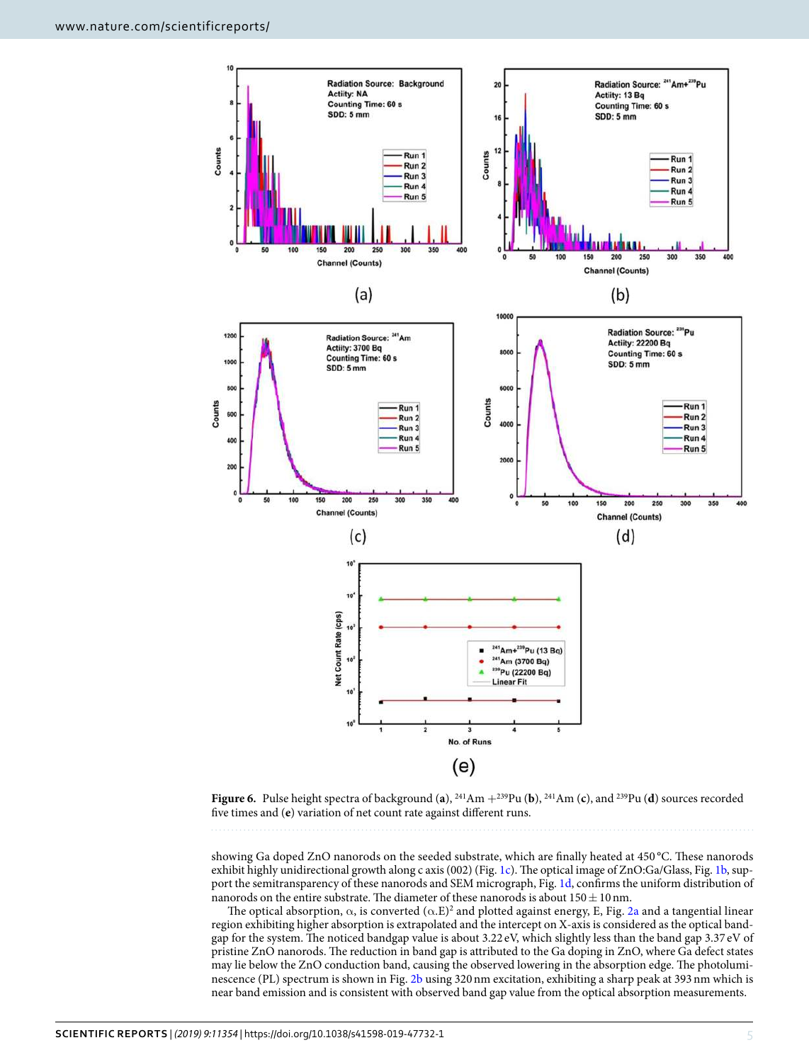**Figure 6.** Pulse height spectra of background (**a**), $^{241}$Am $+^{239}$Pu (**b**), $^{241}$Am (**c**), and $^{239}$Pu (**d**) sources recorded five times and (**e**) variation of net count rate against different runs.

showing Ga doped ZnO nanorods on the seeded substrate, which are finally heated at 450 °C. These nanorods exhibit highly unidirectional growth along c axis (002) (Fig. 1c). The optical image of ZnO:Ga/Glass, Fig. 1b, support the semitransparency of these nanorods and SEM micrograph, Fig. 1d, confirms the uniform distribution of nanorods on the entire substrate. The diameter of these nanorods is about 150 ± 10 nm.

The optical absorption, $\alpha$, is converted $(\alpha.E)^2$ and plotted against energy, E, Fig. 2a and a tangential linear region exhibiting higher absorption is extrapolated and the intercept on X-axis is considered as the optical bandgap for the system. The noticed bandgap value is about 3.22 eV, which slightly less than the band gap 3.37 eV of pristine ZnO nanorods. The reduction in band gap is attributed to the Ga doping in ZnO, where Ga defect states may lie below the ZnO conduction band, causing the observed lowering in the absorption edge. The photoluminescence (PL) spectrum is shown in Fig. 2b using 320 nm excitation, exhibiting a sharp peak at 393 nm which is near band emission and is consistent with observed band gap value from the optical absorption measurements.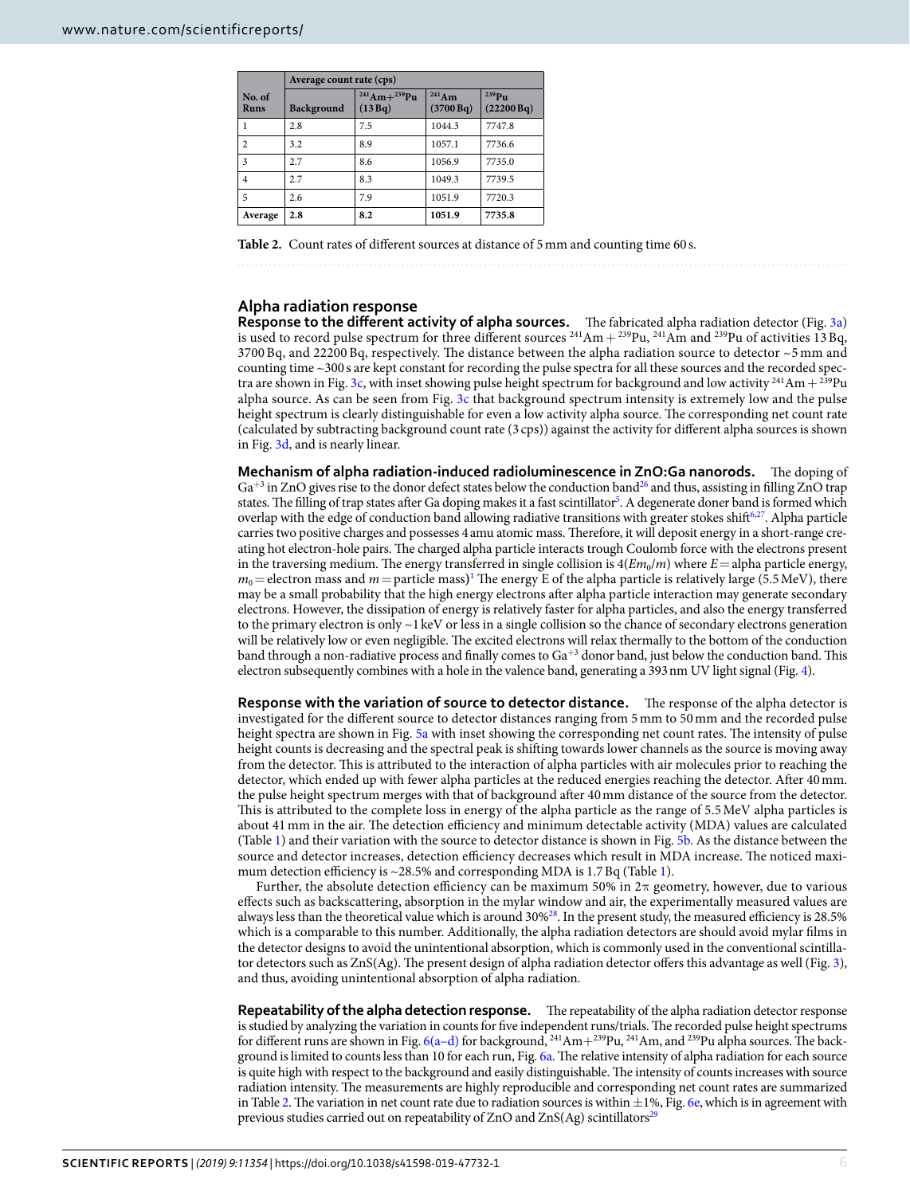| No. of Runs | Average count rate (cps) | | | |
|---|---|---|---|---|
| | Background | $^{241}Am+^{239}Pu$ (13 Bq) | $^{241}Am$ (3700 Bq) | $^{239}Pu$ (22200 Bq) |
| 1 | 2.8 | 7.5 | 1044.3 | 7747.8 |
| 2 | 3.2 | 8.9 | 1057.1 | 7736.6 |
| 3 | 2.7 | 8.6 | 1056.9 | 7735.0 |
| 4 | 2.7 | 8.3 | 1049.3 | 7739.5 |
| 5 | 2.6 | 7.9 | 1051.9 | 7720.3 |
| **Average** | **2.8** | **8.2** | **1051.9** | **7735.8** |

**Table 2.** Count rates of different sources at distance of 5 mm and counting time 60 s.

## Alpha radiation response

**Response to the different activity of alpha sources.** The fabricated alpha radiation detector (Fig. 3a) is used to record pulse spectrum for three different sources $^{241}Am + ^{239}Pu$, $^{241}Am$ and $^{239}Pu$ of activities 13 Bq, 3700 Bq, and 22200 Bq, respectively. The distance between the alpha radiation source to detector ~5 mm and counting time ~300 s are kept constant for recording the pulse spectra for all these sources and the recorded spectra are shown in Fig. 3c, with inset showing pulse height spectrum for background and low activity $^{241}Am + ^{239}Pu$ alpha source. As can be seen from Fig. 3c that background spectrum intensity is extremely low and the pulse height spectrum is clearly distinguishable for even a low activity alpha source. The corresponding net count rate (calculated by subtracting background count rate (3 cps)) against the activity for different alpha sources is shown in Fig. 3d, and is nearly linear.

**Mechanism of alpha radiation-induced radioluminescence in ZnO:Ga nanorods.** The doping of $Ga^{+3}$ in ZnO gives rise to the donor defect states below the conduction band[26] and thus, assisting in filling ZnO trap states. The filling of trap states after Ga doping makes it a fast scintillator[5]. A degenerate doner band is formed which overlap with the edge of conduction band allowing radiative transitions with greater stokes shift[6,27]. Alpha particle carries two positive charges and possesses 4 amu atomic mass. Therefore, it will deposit energy in a short-range creating hot electron-hole pairs. The charged alpha particle interacts trough Coulomb force with the electrons present in the traversing medium. The energy transferred in single collision is $4(Em_0/m)$ where $E$ = alpha particle energy, $m_0$ = electron mass and $m$ = particle mass)[1] The energy E of the alpha particle is relatively large (5.5 MeV), there may be a small probability that the high energy electrons after alpha particle interaction may generate secondary electrons. However, the dissipation of energy is relatively faster for alpha particles, and also the energy transferred to the primary electron is only ~1 keV or less in a single collision so the chance of secondary electrons generation will be relatively low or even negligible. The excited electrons will relax thermally to the bottom of the conduction band through a non-radiative process and finally comes to $Ga^{+3}$ donor band, just below the conduction band. This electron subsequently combines with a hole in the valence band, generating a 393 nm UV light signal (Fig. 4).

**Response with the variation of source to detector distance.** The response of the alpha detector is investigated for the different source to detector distances ranging from 5 mm to 50 mm and the recorded pulse height spectra are shown in Fig. 5a with inset showing the corresponding net count rates. The intensity of pulse height counts is decreasing and the spectral peak is shifting towards lower channels as the source is moving away from the detector. This is attributed to the interaction of alpha particles with air molecules prior to reaching the detector, which ended up with fewer alpha particles at the reduced energies reaching the detector. After 40 mm. the pulse height spectrum merges with that of background after 40 mm distance of the source from the detector. This is attributed to the complete loss in energy of the alpha particle as the range of 5.5 MeV alpha particles is about 41 mm in the air. The detection efficiency and minimum detectable activity (MDA) values are calculated (Table 1) and their variation with the source to detector distance is shown in Fig. 5b. As the distance between the source and detector increases, detection efficiency decreases which result in MDA increase. The noticed maximum detection efficiency is ~28.5% and corresponding MDA is 1.7 Bq (Table 1).

Further, the absolute detection efficiency can be maximum 50% in 2π geometry, however, due to various effects such as backscattering, absorption in the mylar window and air, the experimentally measured values are always less than the theoretical value which is around 30%[28]. In the present study, the measured efficiency is 28.5% which is a comparable to this number. Additionally, the alpha radiation detectors are should avoid mylar films in the detector designs to avoid the unintentional absorption, which is commonly used in the conventional scintillator detectors such as ZnS(Ag). The present design of alpha radiation detector offers this advantage as well (Fig. 3), and thus, avoiding unintentional absorption of alpha radiation.

**Repeatability of the alpha detection response.** The repeatability of the alpha radiation detector response is studied by analyzing the variation in counts for five independent runs/trials. The recorded pulse height spectrums for different runs are shown in Fig. 6(a–d) for background, $^{241}Am+^{239}Pu$, $^{241}Am$, and $^{239}Pu$ alpha sources. The background is limited to counts less than 10 for each run, Fig. 6a. The relative intensity of alpha radiation for each source is quite high with respect to the background and easily distinguishable. The intensity of counts increases with source radiation intensity. The measurements are highly reproducible and corresponding net count rates are summarized in Table 2. The variation in net count rate due to radiation sources is within ±1%, Fig. 6e, which is in agreement with previous studies carried out on repeatability of ZnO and ZnS(Ag) scintillators[29]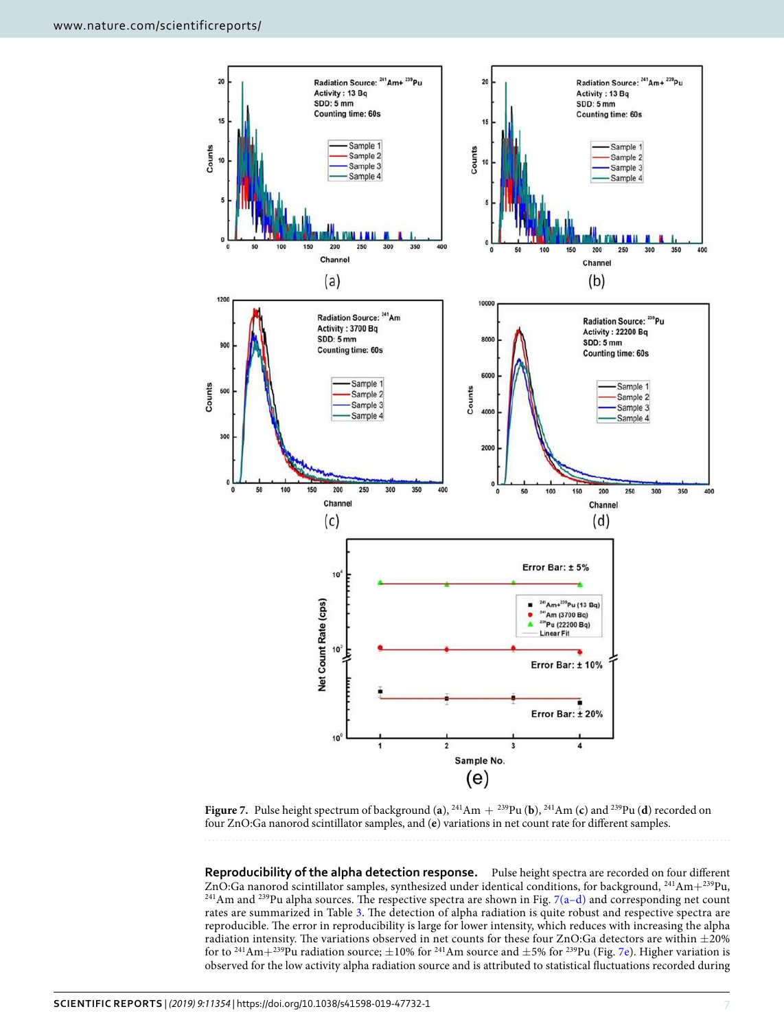**Figure 7.** Pulse height spectrum of background (**a**), $^{241}$Am + $^{239}$Pu (**b**), $^{241}$Am (**c**) and $^{239}$Pu (**d**) recorded on four ZnO:Ga nanorod scintillator samples, and (**e**) variations in net count rate for different samples.

**Reproducibility of the alpha detection response.** Pulse height spectra are recorded on four different ZnO:Ga nanorod scintillator samples, synthesized under identical conditions, for background, $^{241}$Am+$^{239}$Pu, $^{241}$Am and $^{239}$Pu alpha sources. The respective spectra are shown in Fig. 7(a–d) and corresponding net count rates are summarized in Table 3. The detection of alpha radiation is quite robust and respective spectra are reproducible. The error in reproducibility is large for lower intensity, which reduces with increasing the alpha radiation intensity. The variations observed in net counts for these four ZnO:Ga detectors are within ±20% for to $^{241}$Am+$^{239}$Pu radiation source; ±10% for $^{241}$Am source and ±5% for $^{239}$Pu (Fig. 7e). Higher variation is observed for the low activity alpha radiation source and is attributed to statistical fluctuations recorded during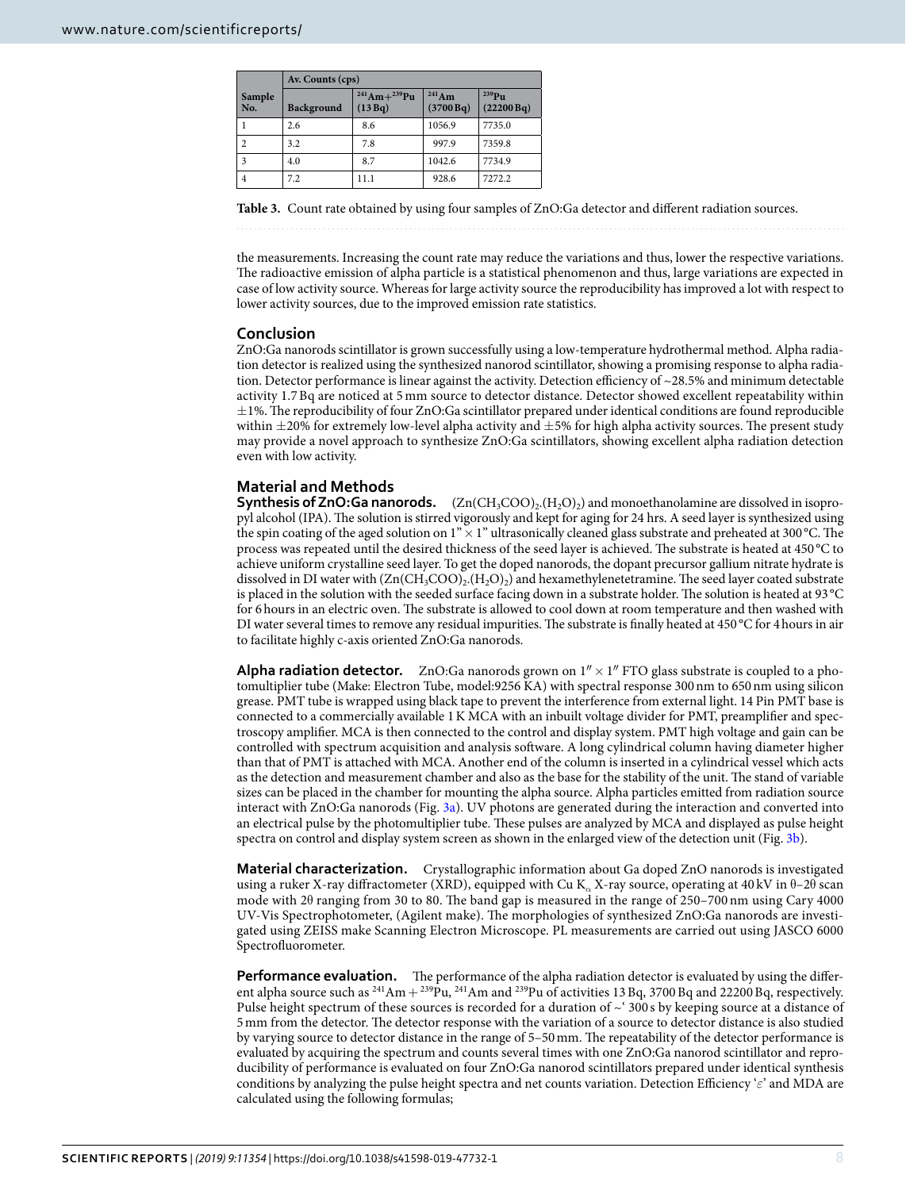| Sample No. | Av. Counts (cps) | | | |
|---|---|---|---|---|
| | Background | $^{241}$Am+$^{239}$Pu (13 Bq) | $^{241}$Am (3700 Bq) | $^{239}$Pu (22200 Bq) |
| 1 | 2.6 | 8.6 | 1056.9 | 7735.0 |
| 2 | 3.2 | 7.8 | 997.9 | 7359.8 |
| 3 | 4.0 | 8.7 | 1042.6 | 7734.9 |
| 4 | 7.2 | 11.1 | 928.6 | 7272.2 |

**Table 3.** Count rate obtained by using four samples of ZnO:Ga detector and different radiation sources.

the measurements. Increasing the count rate may reduce the variations and thus, lower the respective variations. The radioactive emission of alpha particle is a statistical phenomenon and thus, large variations are expected in case of low activity source. Whereas for large activity source the reproducibility has improved a lot with respect to lower activity sources, due to the improved emission rate statistics.

## Conclusion

ZnO:Ga nanorods scintillator is grown successfully using a low-temperature hydrothermal method. Alpha radiation detector is realized using the synthesized nanorod scintillator, showing a promising response to alpha radiation. Detector performance is linear against the activity. Detection efficiency of ~28.5% and minimum detectable activity 1.7 Bq are noticed at 5 mm source to detector distance. Detector showed excellent repeatability within ±1%. The reproducibility of four ZnO:Ga scintillator prepared under identical conditions are found reproducible within ±20% for extremely low-level alpha activity and ±5% for high alpha activity sources. The present study may provide a novel approach to synthesize ZnO:Ga scintillators, showing excellent alpha radiation detection even with low activity.

## Material and Methods

**Synthesis of ZnO:Ga nanorods.** $(Zn(CH_3COO)_2.(H_2O)_2)$ and monoethanolamine are dissolved in isopropyl alcohol (IPA). The solution is stirred vigorously and kept for aging for 24 hrs. A seed layer is synthesized using the spin coating of the aged solution on 1" × 1" ultrasonically cleaned glass substrate and preheated at 300 °C. The process was repeated until the desired thickness of the seed layer is achieved. The substrate is heated at 450 °C to achieve uniform crystalline seed layer. To get the doped nanorods, the dopant precursor gallium nitrate hydrate is dissolved in DI water with $(Zn(CH_3COO)_2.(H_2O)_2)$ and hexamethylenetetramine. The seed layer coated substrate is placed in the solution with the seeded surface facing down in a substrate holder. The solution is heated at 93 °C for 6 hours in an electric oven. The substrate is allowed to cool down at room temperature and then washed with DI water several times to remove any residual impurities. The substrate is finally heated at 450 °C for 4 hours in air to facilitate highly c-axis oriented ZnO:Ga nanorods.

**Alpha radiation detector.** ZnO:Ga nanorods grown on 1″ × 1″ FTO glass substrate is coupled to a photomultiplier tube (Make: Electron Tube, model:9256 KA) with spectral response 300 nm to 650 nm using silicon grease. PMT tube is wrapped using black tape to prevent the interference from external light. 14 Pin PMT base is connected to a commercially available 1 K MCA with an inbuilt voltage divider for PMT, preamplifier and spectroscopy amplifier. MCA is then connected to the control and display system. PMT high voltage and gain can be controlled with spectrum acquisition and analysis software. A long cylindrical column having diameter higher than that of PMT is attached with MCA. Another end of the column is inserted in a cylindrical vessel which acts as the detection and measurement chamber and also as the base for the stability of the unit. The stand of variable sizes can be placed in the chamber for mounting the alpha source. Alpha particles emitted from radiation source interact with ZnO:Ga nanorods (Fig. 3a). UV photons are generated during the interaction and converted into an electrical pulse by the photomultiplier tube. These pulses are analyzed by MCA and displayed as pulse height spectra on control and display system screen as shown in the enlarged view of the detection unit (Fig. 3b).

**Material characterization.** Crystallographic information about Ga doped ZnO nanorods is investigated using a ruker X-ray diffractometer (XRD), equipped with Cu $K_\alpha$ X-ray source, operating at 40 kV in θ–2θ scan mode with 2θ ranging from 30 to 80. The band gap is measured in the range of 250–700 nm using Cary 4000 UV-Vis Spectrophotometer, (Agilent make). The morphologies of synthesized ZnO:Ga nanorods are investigated using ZEISS make Scanning Electron Microscope. PL measurements are carried out using JASCO 6000 Spectrofluorometer.

**Performance evaluation.** The performance of the alpha radiation detector is evaluated by using the different alpha source such as $^{241}$Am + $^{239}$Pu, $^{241}$Am and $^{239}$Pu of activities 13 Bq, 3700 Bq and 22200 Bq, respectively. Pulse height spectrum of these sources is recorded for a duration of ~‘ 300 s by keeping source at a distance of 5 mm from the detector. The detector response with the variation of a source to detector distance is also studied by varying source to detector distance in the range of 5–50 mm. The repeatability of the detector performance is evaluated by acquiring the spectrum and counts several times with one ZnO:Ga nanorod scintillator and reproducibility of performance is evaluated on four ZnO:Ga nanorod scintillators prepared under identical synthesis conditions by analyzing the pulse height spectra and net counts variation. Detection Efficiency ‘$\varepsilon$’ and MDA are calculated using the following formulas;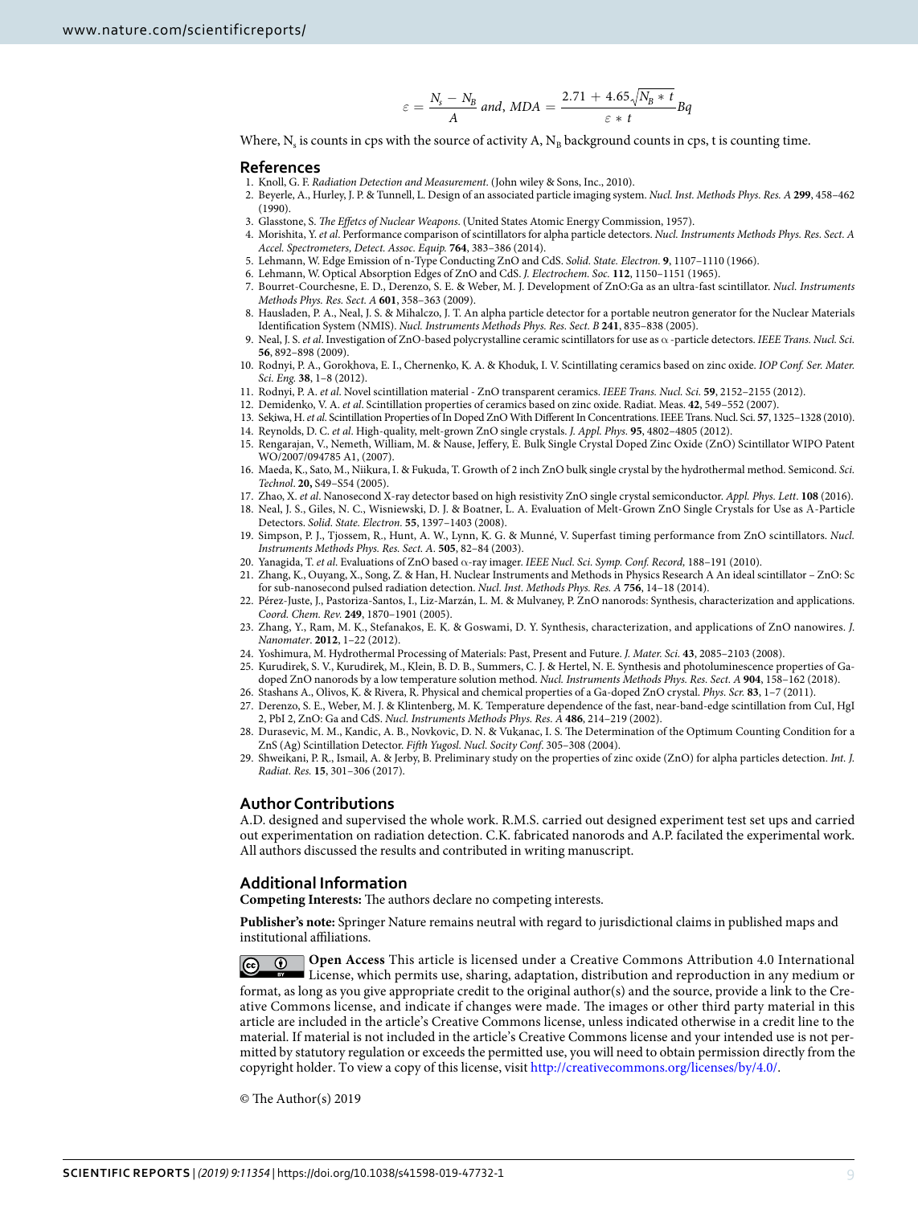$$\varepsilon = \frac{N_s - N_B}{A} \; and, \; MDA = \frac{2.71 + 4.65\sqrt{N_B * t}}{\varepsilon * t} Bq$$

Where, $N_s$ is counts in cps with the source of activity A, $N_B$ background counts in cps, t is counting time.

## References

1. Knoll, G. F. *Radiation Detection and Measurement*. (John wiley & Sons, Inc., 2010).
2. Beyerle, A., Hurley, J. P. & Tunnell, L. Design of an associated particle imaging system. *Nucl. Inst. Methods Phys. Res. A* **299**, 458–462 (1990).
3. Glasstone, S. *The Effetcs of Nuclear Weapons*. (United States Atomic Energy Commission, 1957).
4. Morishita, Y. *et al*. Performance comparison of scintillators for alpha particle detectors. *Nucl. Instruments Methods Phys. Res. Sect. A Accel. Spectrometers, Detect. Assoc. Equip.* **764**, 383–386 (2014).
5. Lehmann, W. Edge Emission of n-Type Conducting ZnO and CdS. *Solid. State. Electron.* **9**, 1107–1110 (1966).
6. Lehmann, W. Optical Absorption Edges of ZnO and CdS. *J. Electrochem. Soc.* **112**, 1150–1151 (1965).
7. Bourret-Courchesne, E. D., Derenzo, S. E. & Weber, M. J. Development of ZnO:Ga as an ultra-fast scintillator. *Nucl. Instruments Methods Phys. Res. Sect. A* **601**, 358–363 (2009).
8. Hausladen, P. A., Neal, J. S. & Mihalczo, J. T. An alpha particle detector for a portable neutron generator for the Nuclear Materials Identification System (NMIS). *Nucl. Instruments Methods Phys. Res. Sect. B* **241**, 835–838 (2005).
9. Neal, J. S. *et al*. Investigation of ZnO-based polycrystalline ceramic scintillators for use as $\alpha$-particle detectors. *IEEE Trans. Nucl. Sci.* **56**, 892–898 (2009).
10. Rodnyi, P. A., Gorokhova, E. I., Chernenko, K. A. & Khoduk, I. V. Scintillating ceramics based on zinc oxide. *IOP Conf. Ser. Mater. Sci. Eng.* **38**, 1–8 (2012).
11. Rodnyi, P. A. *et al*. Novel scintillation material - ZnO transparent ceramics. *IEEE Trans. Nucl. Sci.* **59**, 2152–2155 (2012).
12. Demidenko, V. A. *et al*. Scintillation properties of ceramics based on zinc oxide. Radiat. Meas. **42**, 549–552 (2007).
13. Sekiwa, H. *et al*. Scintillation Properties of In Doped ZnO With Different In Concentrations. IEEE Trans. Nucl. Sci. **57**, 1325–1328 (2010).
14. Reynolds, D. C. *et al*. High-quality, melt-grown ZnO single crystals. *J. Appl. Phys.* **95**, 4802–4805 (2012).
15. Rengarajan, V., Nemeth, William, M. & Nause, Jeffery, E. Bulk Single Crystal Doped Zinc Oxide (ZnO) Scintillator WIPO Patent WO/2007/094785 A1, (2007).
16. Maeda, K., Sato, M., Niikura, I. & Fukuda, T. Growth of 2 inch ZnO bulk single crystal by the hydrothermal method. Semicond. *Sci. Technol.* **20,** S49–S54 (2005).
17. Zhao, X. *et al*. Nanosecond X-ray detector based on high resistivity ZnO single crystal semiconductor. *Appl. Phys. Lett*. **108** (2016).
18. Neal, J. S., Giles, N. C., Wisniewski, D. J. & Boatner, L. A. Evaluation of Melt-Grown ZnO Single Crystals for Use as A-Particle Detectors. *Solid. State. Electron.* **55**, 1397–1403 (2008).
19. Simpson, P. J., Tjossem, R., Hunt, A. W., Lynn, K. G. & Munné, V. Superfast timing performance from ZnO scintillators. *Nucl. Instruments Methods Phys. Res. Sect. A*. **505**, 82–84 (2003).
20. Yanagida, T. *et al*. Evaluations of ZnO based $\alpha$-ray imager. *IEEE Nucl. Sci. Symp. Conf. Record,* 188–191 (2010).
21. Zhang, K., Ouyang, X., Song, Z. & Han, H. Nuclear Instruments and Methods in Physics Research A An ideal scintillator – ZnO: Sc for sub-nanosecond pulsed radiation detection. *Nucl. Inst. Methods Phys. Res. A* **756**, 14–18 (2014).
22. Pérez-Juste, J., Pastoriza-Santos, I., Liz-Marzán, L. M. & Mulvaney, P. ZnO nanorods: Synthesis, characterization and applications. *Coord. Chem. Rev.* **249**, 1870–1901 (2005).
23. Zhang, Y., Ram, M. K., Stefanakos, E. K. & Goswami, D. Y. Synthesis, characterization, and applications of ZnO nanowires. *J. Nanomater*. **2012**, 1–22 (2012).
24. Yoshimura, M. Hydrothermal Processing of Materials: Past, Present and Future. *J. Mater. Sci.* **43**, 2085–2103 (2008).
25. Kurudirek, S. V., Kurudirek, M., Klein, B. D. B., Summers, C. J. & Hertel, N. E. Synthesis and photoluminescence properties of Ga-doped ZnO nanorods by a low temperature solution method. *Nucl. Inst. Methods Phys. Res. Sect. A* **904**, 158–162 (2018).
26. Stashans A., Olivos, K. & Rivera, R. Physical and chemical properties of a Ga-doped ZnO crystal. *Phys. Scr.* **83**, 1–7 (2011).
27. Derenzo, S. E., Weber, M. J. & Klintenberg, M. K. Temperature dependence of the fast, near-band-edge scintillation from CuI, HgI 2, PbI 2, ZnO: Ga and CdS. *Nucl. Instruments Methods Phys. Res. A* **486**, 214–219 (2002).
28. Durasevic, M. M., Kandic, A. B., Novkovic, D. N. & Vukanac, I. S. The Determination of the Optimum Counting Condition for a ZnS (Ag) Scintillation Detector. *Fifth Yugosl. Nucl. Socity Conf.* 305–308 (2004).
29. Shweikani, P. R., Ismail, A. & Jerby, B. Preliminary study on the properties of zinc oxide (ZnO) for alpha particles detection. *Int. J. Radiat. Res.* **15**, 301–306 (2017).

## Author Contributions

A.D. designed and supervised the whole work. R.M.S. carried out designed experiment test set ups and carried out experimentation on radiation detection. C.K. fabricated nanorods and A.P. facilated the experimental work. All authors discussed the results and contributed in writing manuscript.

## Additional Information

**Competing Interests:** The authors declare no competing interests.

**Publisher's note:** Springer Nature remains neutral with regard to jurisdictional claims in published maps and institutional affiliations.

**Open Access** This article is licensed under a Creative Commons Attribution 4.0 International License, which permits use, sharing, adaptation, distribution and reproduction in any medium or format, as long as you give appropriate credit to the original author(s) and the source, provide a link to the Creative Commons license, and indicate if changes were made. The images or other third party material in this article are included in the article's Creative Commons license, unless indicated otherwise in a credit line to the material. If material is not included in the article's Creative Commons license and your intended use is not permitted by statutory regulation or exceeds the permitted use, you will need to obtain permission directly from the copyright holder. To view a copy of this license, visit http://creativecommons.org/licenses/by/4.0/.

© The Author(s) 2019